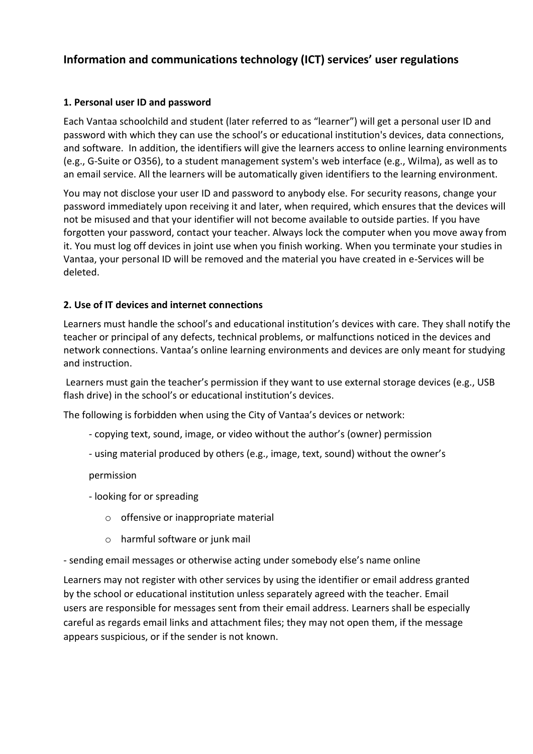## Information and communications technology (ICT) services' user regulations

### 1. Personal user ID and password

Each Vantaa schoolchild and student (later referred to as "learner") will get a personal user ID and password with which they can use the school's or educational institution's devices, data connections, and software. In addition, the identifiers will give the learners access to online learning environments (e.g., G-Suite or O356), to a student management system's web interface (e.g., Wilma), as well as to an email service. All the learners will be automatically given identifiers to the learning environment.

You may not disclose your user ID and password to anybody else. For security reasons, change your password immediately upon receiving it and later, when required, which ensures that the devices will not be misused and that your identifier will not become available to outside parties. If you have forgotten your password, contact your teacher. Always lock the computer when you move away from it. You must log off devices in joint use when you finish working. When you terminate your studies in Vantaa, your personal ID will be removed and the material you have created in e-Services will be deleted.

### 2. Use of IT devices and internet connections

Learners must handle the school's and educational institution's devices with care. They shall notify the teacher or principal of any defects, technical problems, or malfunctions noticed in the devices and network connections. Vantaa's online learning environments and devices are only meant for studying and instruction.

Learners must gain the teacher's permission if they want to use external storage devices (e.g., USB flash drive) in the school's or educational institution's devices.

The following is forbidden when using the City of Vantaa's devices or network:

- copying text, sound, image, or video without the author's (owner) permission
- using material produced by others (e.g., image, text, sound) without the owner's permission
- looking for or spreading
  - offensive or inappropriate material
  - harmful software or junk mail
- sending email messages or otherwise acting under somebody else's name online

Learners may not register with other services by using the identifier or email address granted by the school or educational institution unless separately agreed with the teacher. Email users are responsible for messages sent from their email address. Learners shall be especially careful as regards email links and attachment files; they may not open them, if the message appears suspicious, or if the sender is not known.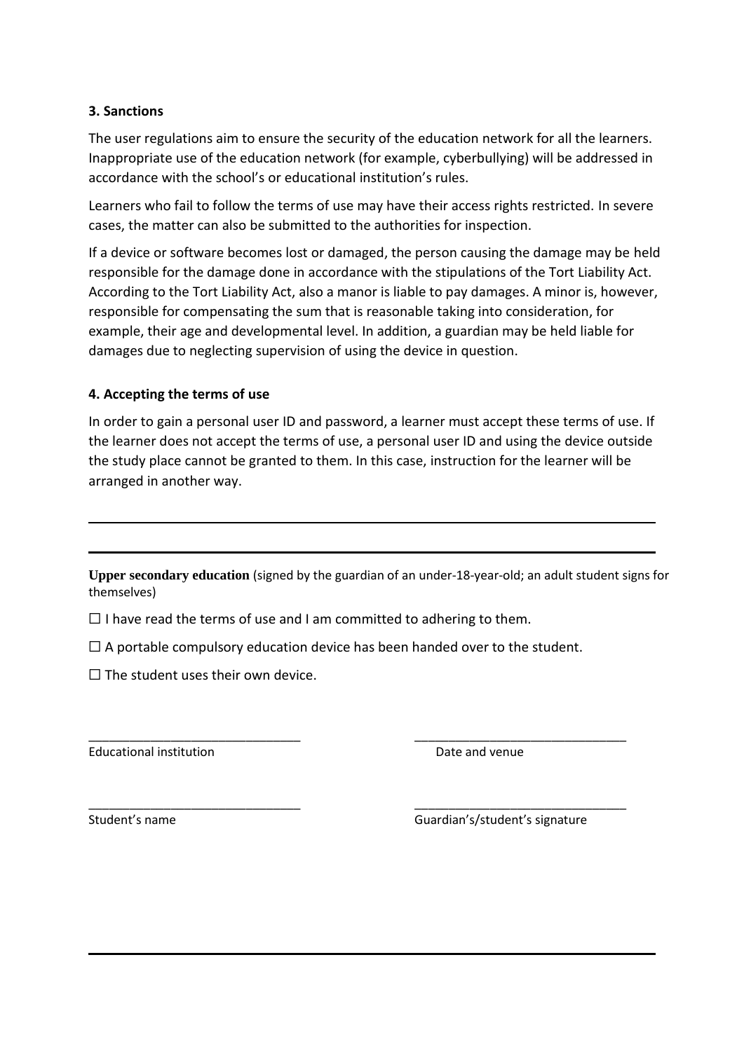### 3. Sanctions

The user regulations aim to ensure the security of the education network for all the learners. Inappropriate use of the education network (for example, cyberbullying) will be addressed in accordance with the school's or educational institution's rules.

Learners who fail to follow the terms of use may have their access rights restricted. In severe cases, the matter can also be submitted to the authorities for inspection.

If a device or software becomes lost or damaged, the person causing the damage may be held responsible for the damage done in accordance with the stipulations of the Tort Liability Act. According to the Tort Liability Act, also a manor is liable to pay damages. A minor is, however, responsible for compensating the sum that is reasonable taking into consideration, for example, their age and developmental level. In addition, a guardian may be held liable for damages due to neglecting supervision of using the device in question.

### 4. Accepting the terms of use

In order to gain a personal user ID and password, a learner must accept these terms of use. If the learner does not accept the terms of use, a personal user ID and using the device outside the study place cannot be granted to them. In this case, instruction for the learner will be arranged in another way.

---

---

**Upper secondary education** (signed by the guardian of an under-18-year-old; an adult student signs for themselves)

☐ I have read the terms of use and I am committed to adhering to them.

☐ A portable compulsory education device has been handed over to the student.

☐ The student uses their own device.

| | |
|---|---|
| _______________________________ | _______________________________ |
| Educational institution | Date and venue |
| _______________________________ | _______________________________ |
| Student's name | Guardian's/student's signature |

---